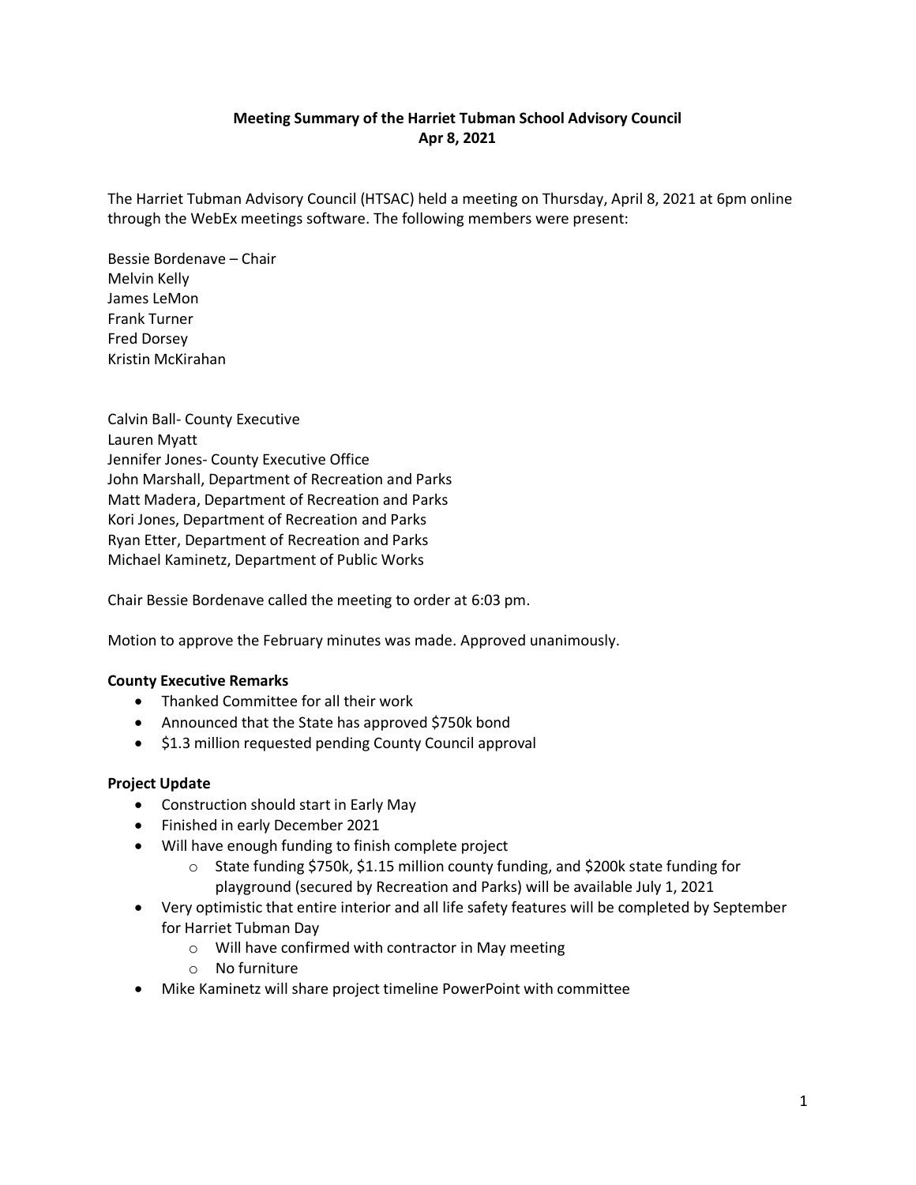**Meeting Summary of the Harriet Tubman School Advisory Council**
**Apr 8, 2021**

The Harriet Tubman Advisory Council (HTSAC) held a meeting on Thursday, April 8, 2021 at 6pm online through the WebEx meetings software. The following members were present:

Bessie Bordenave – Chair
Melvin Kelly
James LeMon
Frank Turner
Fred Dorsey
Kristin McKirahan

Calvin Ball- County Executive
Lauren Myatt
Jennifer Jones- County Executive Office
John Marshall, Department of Recreation and Parks
Matt Madera, Department of Recreation and Parks
Kori Jones, Department of Recreation and Parks
Ryan Etter, Department of Recreation and Parks
Michael Kaminetz, Department of Public Works

Chair Bessie Bordenave called the meeting to order at 6:03 pm.

Motion to approve the February minutes was made. Approved unanimously.

**County Executive Remarks**

- Thanked Committee for all their work
- Announced that the State has approved $750k bond
- $1.3 million requested pending County Council approval

**Project Update**

- Construction should start in Early May
- Finished in early December 2021
- Will have enough funding to finish complete project
    - State funding $750k, $1.15 million county funding, and $200k state funding for playground (secured by Recreation and Parks) will be available July 1, 2021
- Very optimistic that entire interior and all life safety features will be completed by September for Harriet Tubman Day
    - Will have confirmed with contractor in May meeting
    - No furniture
- Mike Kaminetz will share project timeline PowerPoint with committee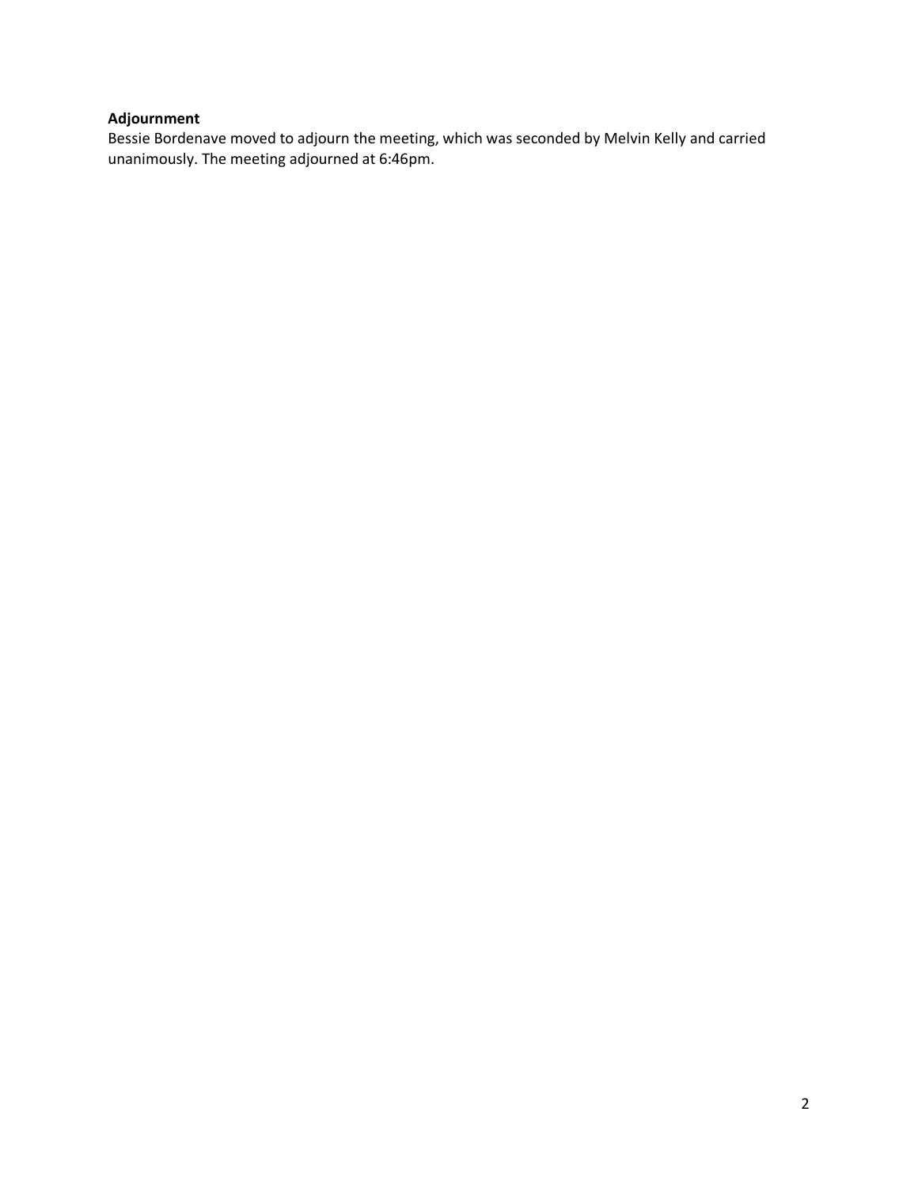**Adjournment**

Bessie Bordenave moved to adjourn the meeting, which was seconded by Melvin Kelly and carried unanimously. The meeting adjourned at 6:46pm.